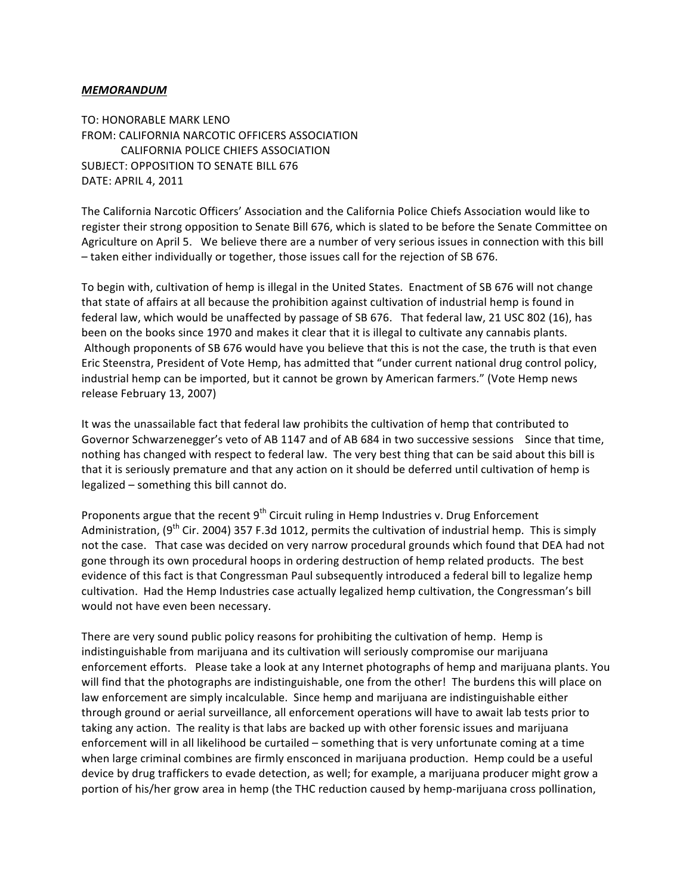***MEMORANDUM***

TO: HONORABLE MARK LENO
FROM: CALIFORNIA NARCOTIC OFFICERS ASSOCIATION
CALIFORNIA POLICE CHIEFS ASSOCIATION
SUBJECT: OPPOSITION TO SENATE BILL 676
DATE: APRIL 4, 2011

The California Narcotic Officers' Association and the California Police Chiefs Association would like to register their strong opposition to Senate Bill 676, which is slated to be before the Senate Committee on Agriculture on April 5. We believe there are a number of very serious issues in connection with this bill – taken either individually or together, those issues call for the rejection of SB 676.

To begin with, cultivation of hemp is illegal in the United States. Enactment of SB 676 will not change that state of affairs at all because the prohibition against cultivation of industrial hemp is found in federal law, which would be unaffected by passage of SB 676. That federal law, 21 USC 802 (16), has been on the books since 1970 and makes it clear that it is illegal to cultivate any cannabis plants. Although proponents of SB 676 would have you believe that this is not the case, the truth is that even Eric Steenstra, President of Vote Hemp, has admitted that "under current national drug control policy, industrial hemp can be imported, but it cannot be grown by American farmers." (Vote Hemp news release February 13, 2007)

It was the unassailable fact that federal law prohibits the cultivation of hemp that contributed to Governor Schwarzenegger's veto of AB 1147 and of AB 684 in two successive sessions Since that time, nothing has changed with respect to federal law. The very best thing that can be said about this bill is that it is seriously premature and that any action on it should be deferred until cultivation of hemp is legalized – something this bill cannot do.

Proponents argue that the recent 9th Circuit ruling in Hemp Industries v. Drug Enforcement Administration, (9th Cir. 2004) 357 F.3d 1012, permits the cultivation of industrial hemp. This is simply not the case. That case was decided on very narrow procedural grounds which found that DEA had not gone through its own procedural hoops in ordering destruction of hemp related products. The best evidence of this fact is that Congressman Paul subsequently introduced a federal bill to legalize hemp cultivation. Had the Hemp Industries case actually legalized hemp cultivation, the Congressman's bill would not have even been necessary.

There are very sound public policy reasons for prohibiting the cultivation of hemp. Hemp is indistinguishable from marijuana and its cultivation will seriously compromise our marijuana enforcement efforts. Please take a look at any Internet photographs of hemp and marijuana plants. You will find that the photographs are indistinguishable, one from the other! The burdens this will place on law enforcement are simply incalculable. Since hemp and marijuana are indistinguishable either through ground or aerial surveillance, all enforcement operations will have to await lab tests prior to taking any action. The reality is that labs are backed up with other forensic issues and marijuana enforcement will in all likelihood be curtailed – something that is very unfortunate coming at a time when large criminal combines are firmly ensconced in marijuana production. Hemp could be a useful device by drug traffickers to evade detection, as well; for example, a marijuana producer might grow a portion of his/her grow area in hemp (the THC reduction caused by hemp-marijuana cross pollination,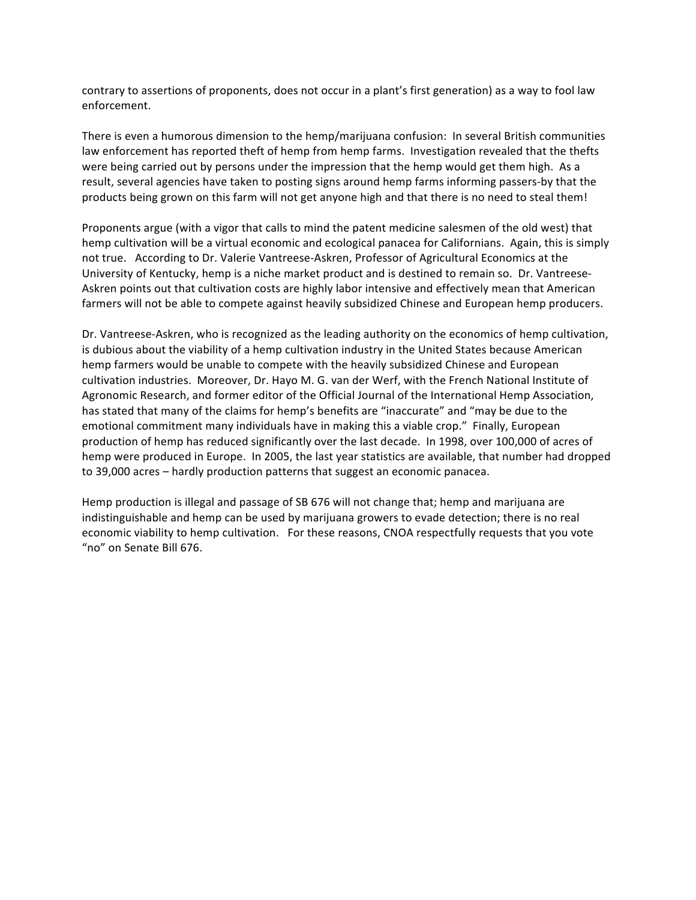contrary to assertions of proponents, does not occur in a plant's first generation) as a way to fool law enforcement.

There is even a humorous dimension to the hemp/marijuana confusion: In several British communities law enforcement has reported theft of hemp from hemp farms. Investigation revealed that the thefts were being carried out by persons under the impression that the hemp would get them high. As a result, several agencies have taken to posting signs around hemp farms informing passers-by that the products being grown on this farm will not get anyone high and that there is no need to steal them!

Proponents argue (with a vigor that calls to mind the patent medicine salesmen of the old west) that hemp cultivation will be a virtual economic and ecological panacea for Californians. Again, this is simply not true. According to Dr. Valerie Vantreese-Askren, Professor of Agricultural Economics at the University of Kentucky, hemp is a niche market product and is destined to remain so. Dr. Vantreese-Askren points out that cultivation costs are highly labor intensive and effectively mean that American farmers will not be able to compete against heavily subsidized Chinese and European hemp producers.

Dr. Vantreese-Askren, who is recognized as the leading authority on the economics of hemp cultivation, is dubious about the viability of a hemp cultivation industry in the United States because American hemp farmers would be unable to compete with the heavily subsidized Chinese and European cultivation industries. Moreover, Dr. Hayo M. G. van der Werf, with the French National Institute of Agronomic Research, and former editor of the Official Journal of the International Hemp Association, has stated that many of the claims for hemp's benefits are "inaccurate" and "may be due to the emotional commitment many individuals have in making this a viable crop." Finally, European production of hemp has reduced significantly over the last decade. In 1998, over 100,000 of acres of hemp were produced in Europe. In 2005, the last year statistics are available, that number had dropped to 39,000 acres – hardly production patterns that suggest an economic panacea.

Hemp production is illegal and passage of SB 676 will not change that; hemp and marijuana are indistinguishable and hemp can be used by marijuana growers to evade detection; there is no real economic viability to hemp cultivation. For these reasons, CNOA respectfully requests that you vote "no" on Senate Bill 676.